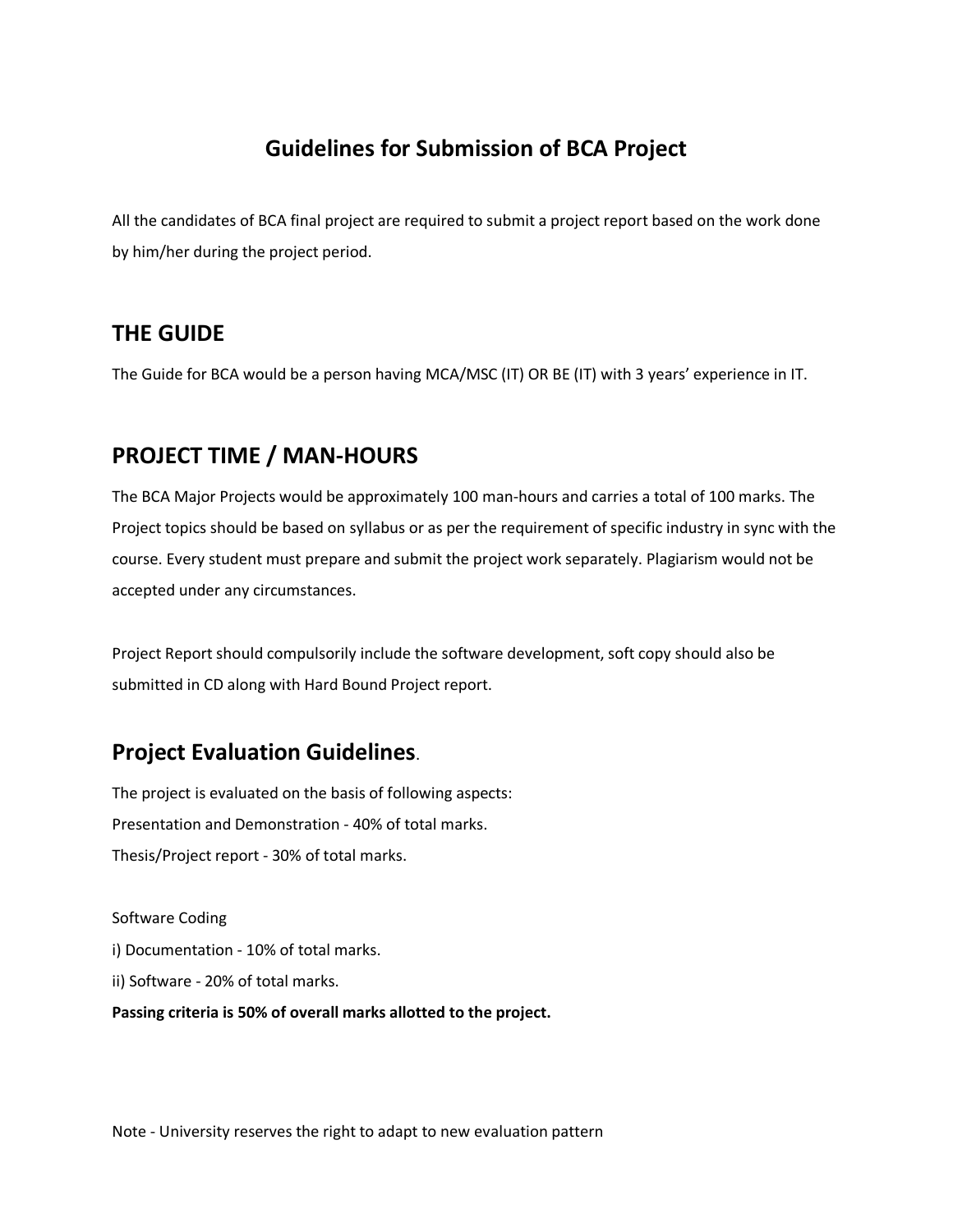# Guidelines for Submission of BCA Project

All the candidates of BCA final project are required to submit a project report based on the work done by him/her during the project period.

## THE GUIDE

The Guide for BCA would be a person having MCA/MSC (IT) OR BE (IT) with 3 years' experience in IT.

## PROJECT TIME / MAN-HOURS

The BCA Major Projects would be approximately 100 man-hours and carries a total of 100 marks. The Project topics should be based on syllabus or as per the requirement of specific industry in sync with the course. Every student must prepare and submit the project work separately. Plagiarism would not be accepted under any circumstances.

Project Report should compulsorily include the software development, soft copy should also be submitted in CD along with Hard Bound Project report.

## Project Evaluation Guidelines.

The project is evaluated on the basis of following aspects:
Presentation and Demonstration - 40% of total marks.
Thesis/Project report - 30% of total marks.

Software Coding
i) Documentation - 10% of total marks.
ii) Software - 20% of total marks.
**Passing criteria is 50% of overall marks allotted to the project.**

Note - University reserves the right to adapt to new evaluation pattern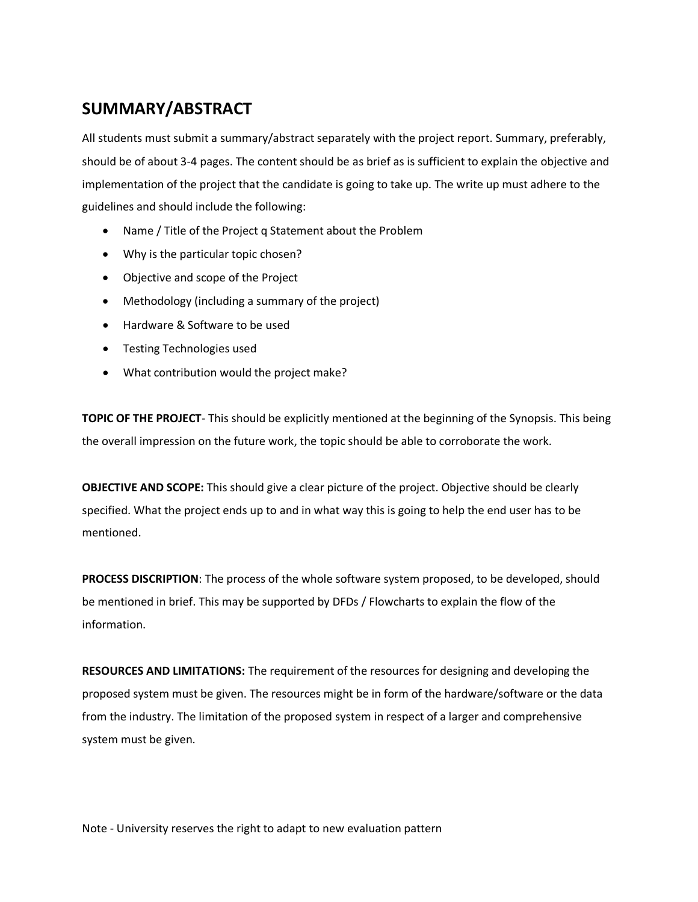## SUMMARY/ABSTRACT

All students must submit a summary/abstract separately with the project report. Summary, preferably, should be of about 3-4 pages. The content should be as brief as is sufficient to explain the objective and implementation of the project that the candidate is going to take up. The write up must adhere to the guidelines and should include the following:

- Name / Title of the Project q Statement about the Problem
- Why is the particular topic chosen?
- Objective and scope of the Project
- Methodology (including a summary of the project)
- Hardware & Software to be used
- Testing Technologies used
- What contribution would the project make?

**TOPIC OF THE PROJECT**- This should be explicitly mentioned at the beginning of the Synopsis. This being the overall impression on the future work, the topic should be able to corroborate the work.

**OBJECTIVE AND SCOPE:** This should give a clear picture of the project. Objective should be clearly specified. What the project ends up to and in what way this is going to help the end user has to be mentioned.

**PROCESS DISCRIPTION**: The process of the whole software system proposed, to be developed, should be mentioned in brief. This may be supported by DFDs / Flowcharts to explain the flow of the information.

**RESOURCES AND LIMITATIONS:** The requirement of the resources for designing and developing the proposed system must be given. The resources might be in form of the hardware/software or the data from the industry. The limitation of the proposed system in respect of a larger and comprehensive system must be given.

Note - University reserves the right to adapt to new evaluation pattern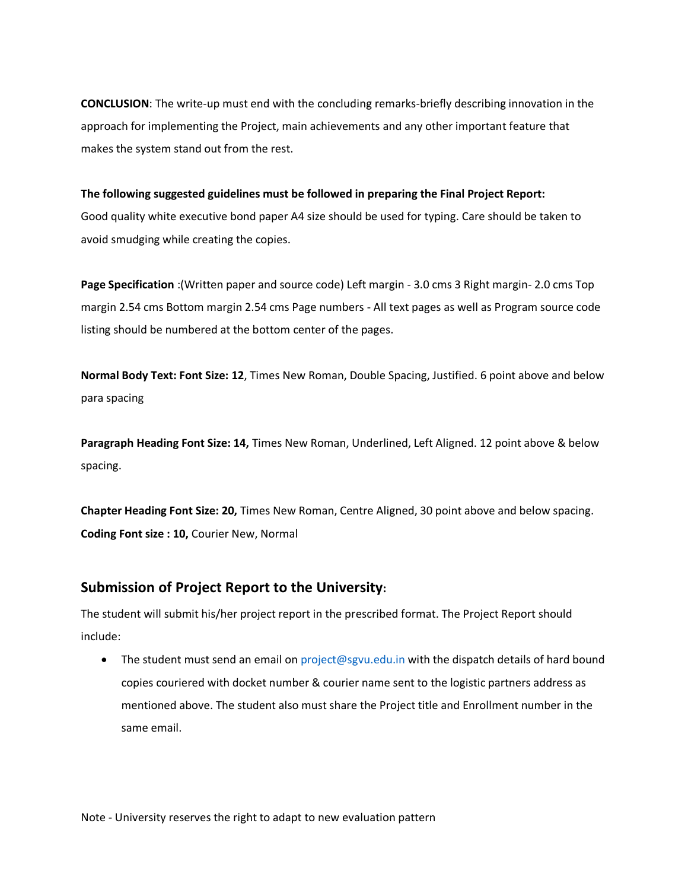**CONCLUSION**: The write-up must end with the concluding remarks-briefly describing innovation in the approach for implementing the Project, main achievements and any other important feature that makes the system stand out from the rest.

**The following suggested guidelines must be followed in preparing the Final Project Report:**
Good quality white executive bond paper A4 size should be used for typing. Care should be taken to avoid smudging while creating the copies.

**Page Specification** :(Written paper and source code) Left margin - 3.0 cms 3 Right margin- 2.0 cms Top margin 2.54 cms Bottom margin 2.54 cms Page numbers - All text pages as well as Program source code listing should be numbered at the bottom center of the pages.

**Normal Body Text: Font Size: 12**, Times New Roman, Double Spacing, Justified. 6 point above and below para spacing

**Paragraph Heading Font Size: 14,** Times New Roman, Underlined, Left Aligned. 12 point above & below spacing.

**Chapter Heading Font Size: 20,** Times New Roman, Centre Aligned, 30 point above and below spacing.
**Coding Font size : 10,** Courier New, Normal

## Submission of Project Report to the University:

The student will submit his/her project report in the prescribed format. The Project Report should include:

- The student must send an email on project@sgvu.edu.in with the dispatch details of hard bound copies couriered with docket number & courier name sent to the logistic partners address as mentioned above. The student also must share the Project title and Enrollment number in the same email.

Note - University reserves the right to adapt to new evaluation pattern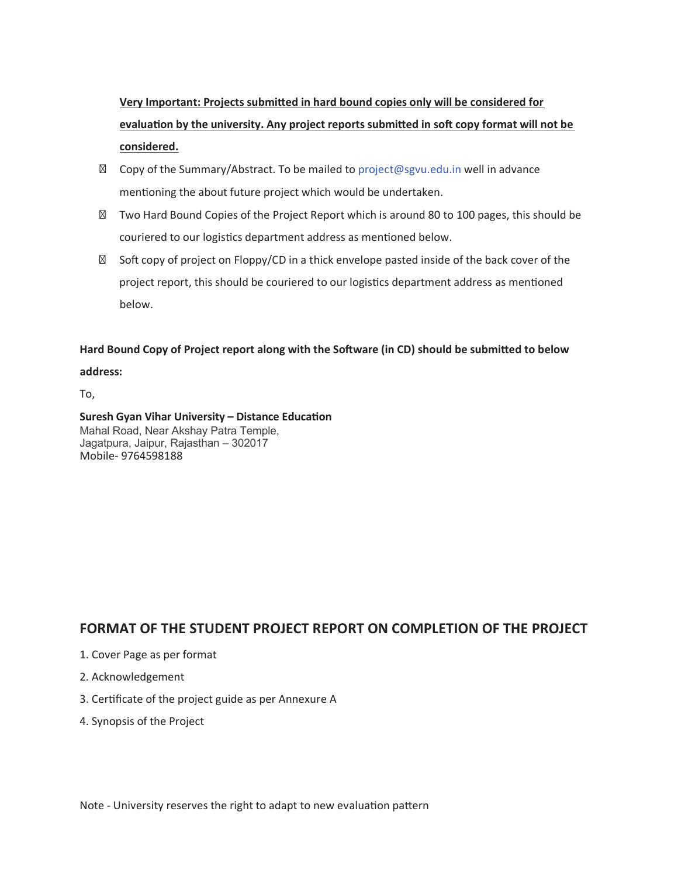**<u>Very Important: Projects submitted in hard bound copies only will be considered for evaluation by the university. Any project reports submitted in soft copy format will not be considered.</u>**

- Copy of the Summary/Abstract. To be mailed to project@sgvu.edu.in well in advance mentioning the about future project which would be undertaken.
- Two Hard Bound Copies of the Project Report which is around 80 to 100 pages, this should be couriered to our logistics department address as mentioned below.
- Soft copy of project on Floppy/CD in a thick envelope pasted inside of the back cover of the project report, this should be couriered to our logistics department address as mentioned below.

**Hard Bound Copy of Project report along with the Software (in CD) should be submitted to below address:**

To,

**Suresh Gyan Vihar University – Distance Education**
Mahal Road, Near Akshay Patra Temple,
Jagatpura, Jaipur, Rajasthan – 302017
Mobile- 9764598188

## FORMAT OF THE STUDENT PROJECT REPORT ON COMPLETION OF THE PROJECT

1. Cover Page as per format
2. Acknowledgement
3. Certificate of the project guide as per Annexure A
4. Synopsis of the Project

Note - University reserves the right to adapt to new evaluation pattern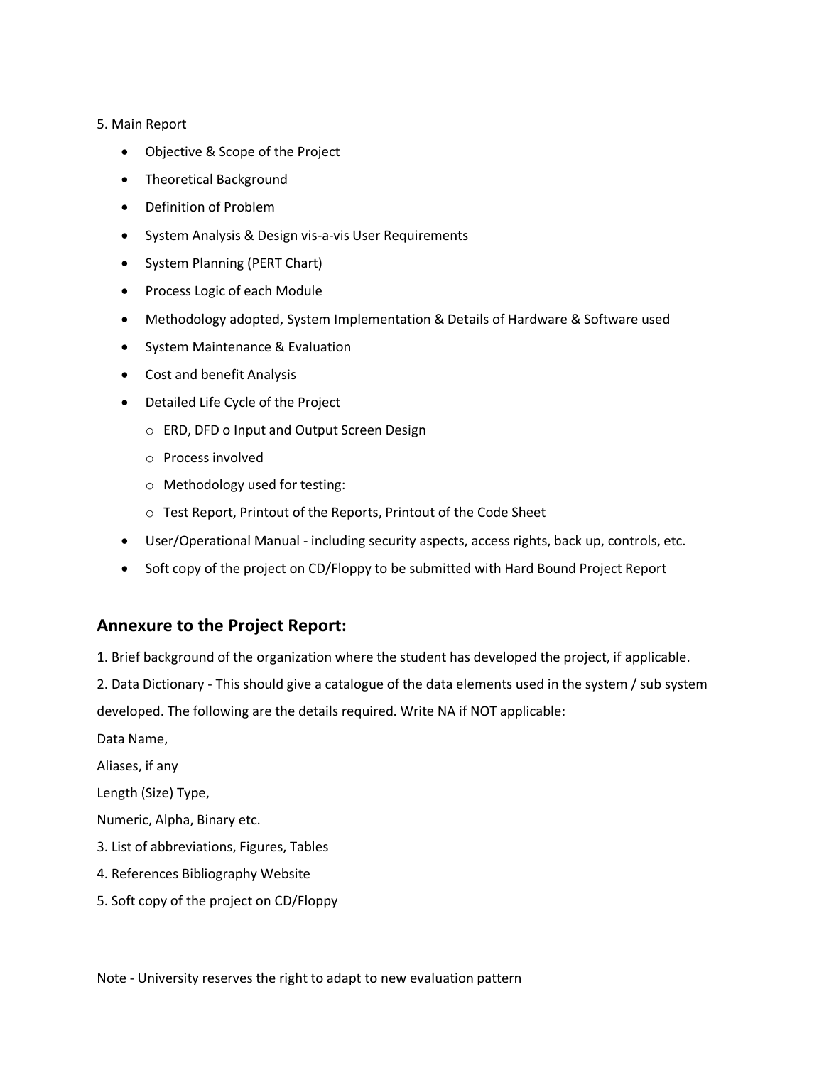5. Main Report

- Objective & Scope of the Project
- Theoretical Background
- Definition of Problem
- System Analysis & Design vis-a-vis User Requirements
- System Planning (PERT Chart)
- Process Logic of each Module
- Methodology adopted, System Implementation & Details of Hardware & Software used
- System Maintenance & Evaluation
- Cost and benefit Analysis
- Detailed Life Cycle of the Project
    - ERD, DFD o Input and Output Screen Design
    - Process involved
    - Methodology used for testing:
    - Test Report, Printout of the Reports, Printout of the Code Sheet
- User/Operational Manual - including security aspects, access rights, back up, controls, etc.
- Soft copy of the project on CD/Floppy to be submitted with Hard Bound Project Report

## Annexure to the Project Report:

1. Brief background of the organization where the student has developed the project, if applicable.

2. Data Dictionary - This should give a catalogue of the data elements used in the system / sub system developed. The following are the details required. Write NA if NOT applicable:

Data Name,

Aliases, if any

Length (Size) Type,

Numeric, Alpha, Binary etc.

3. List of abbreviations, Figures, Tables

4. References Bibliography Website

5. Soft copy of the project on CD/Floppy

Note - University reserves the right to adapt to new evaluation pattern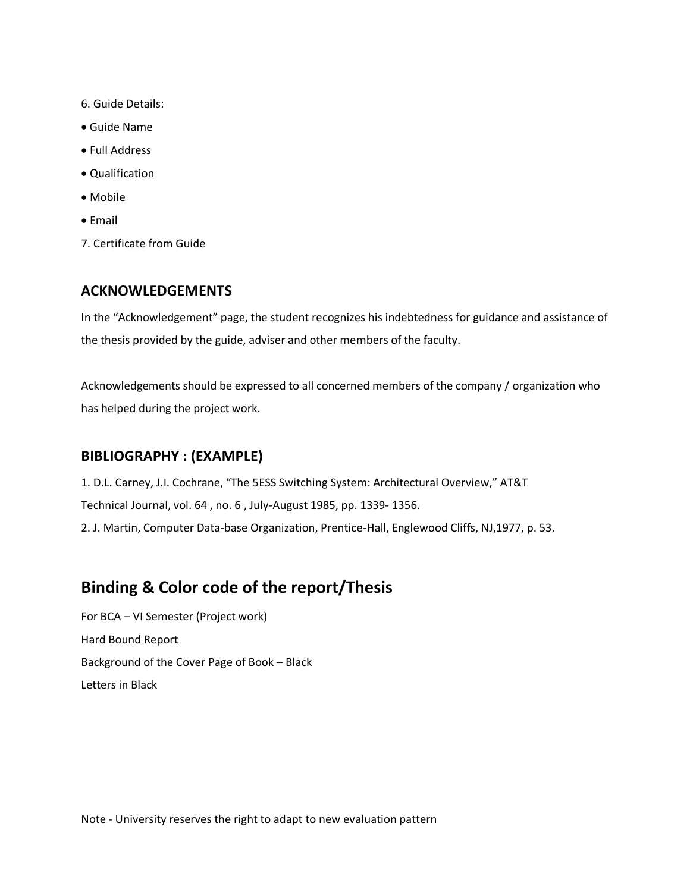6. Guide Details:

- Guide Name
- Full Address
- Qualification
- Mobile
- Email

7. Certificate from Guide

### ACKNOWLEDGEMENTS

In the "Acknowledgement" page, the student recognizes his indebtedness for guidance and assistance of the thesis provided by the guide, adviser and other members of the faculty.

Acknowledgements should be expressed to all concerned members of the company / organization who has helped during the project work.

### BIBLIOGRAPHY : (EXAMPLE)

1. D.L. Carney, J.I. Cochrane, "The 5ESS Switching System: Architectural Overview," AT&T Technical Journal, vol. 64 , no. 6 , July-August 1985, pp. 1339- 1356.
2. J. Martin, Computer Data-base Organization, Prentice-Hall, Englewood Cliffs, NJ,1977, p. 53.

## Binding & Color code of the report/Thesis

For BCA – VI Semester (Project work)

Hard Bound Report

Background of the Cover Page of Book – Black

Letters in Black

Note - University reserves the right to adapt to new evaluation pattern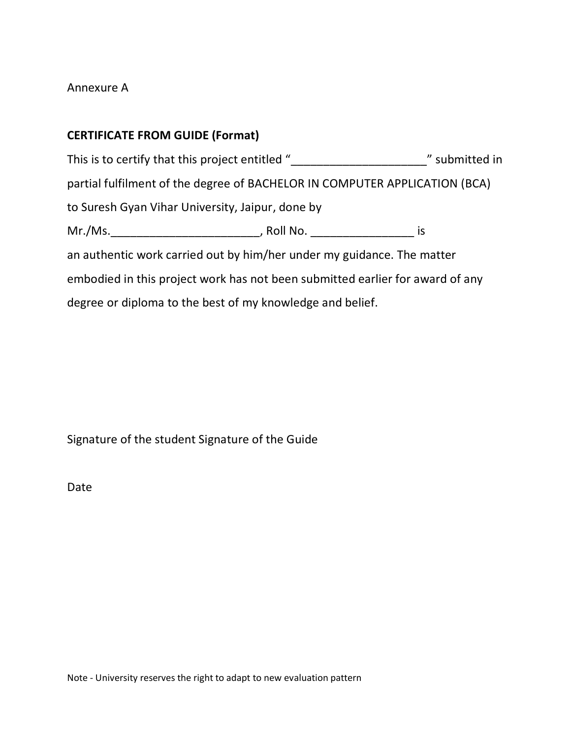Annexure A

**CERTIFICATE FROM GUIDE (Format)**

This is to certify that this project entitled "_____________________" submitted in partial fulfilment of the degree of BACHELOR IN COMPUTER APPLICATION (BCA) to Suresh Gyan Vihar University, Jaipur, done by

Mr./Ms.________________________, Roll No. ________________ is an authentic work carried out by him/her under my guidance. The matter embodied in this project work has not been submitted earlier for award of any degree or diploma to the best of my knowledge and belief.

Signature of the student Signature of the Guide

Date

Note - University reserves the right to adapt to new evaluation pattern